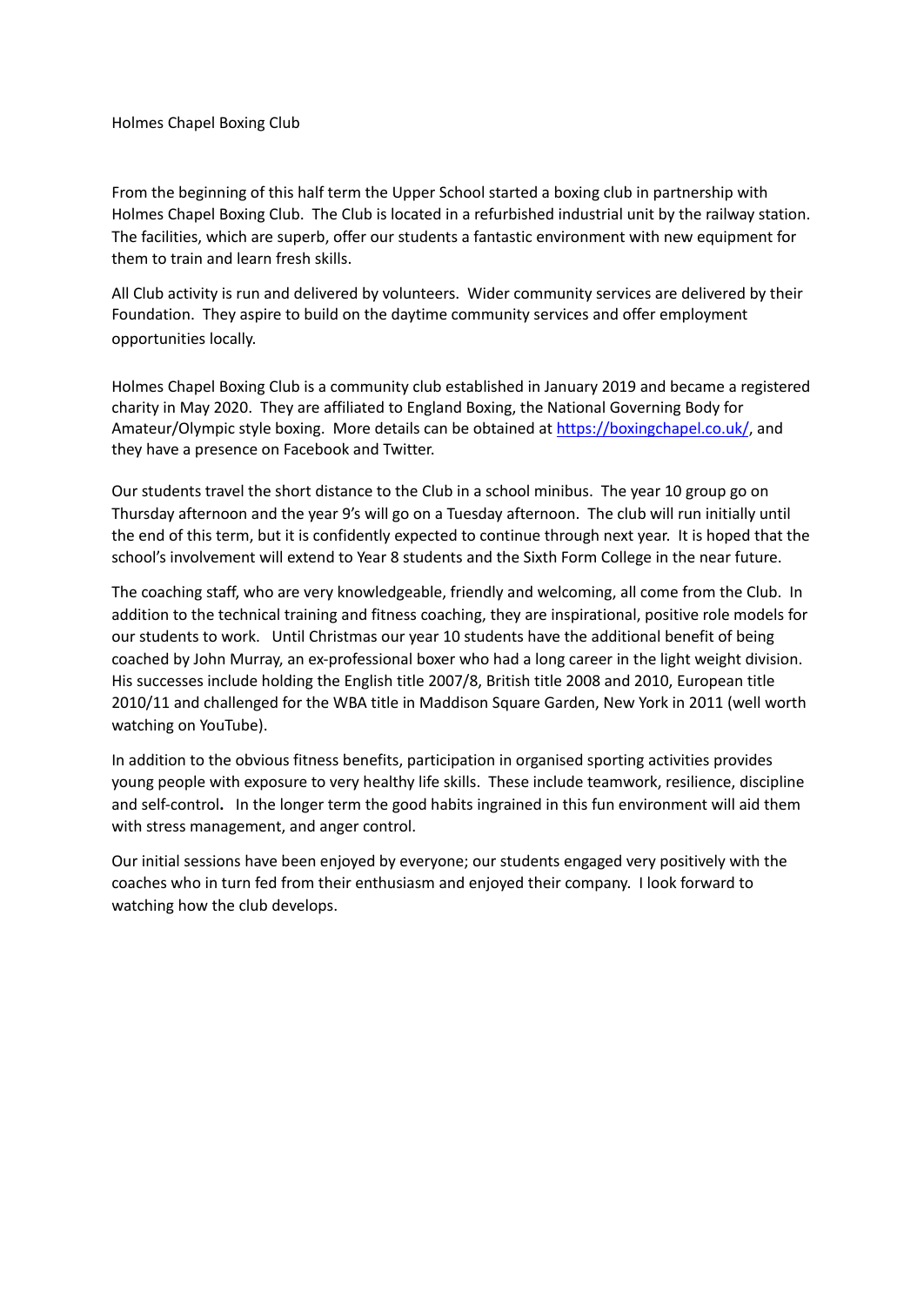# Holmes Chapel Boxing Club

From the beginning of this half term the Upper School started a boxing club in partnership with Holmes Chapel Boxing Club. The Club is located in a refurbished industrial unit by the railway station. The facilities, which are superb, offer our students a fantastic environment with new equipment for them to train and learn fresh skills.

All Club activity is run and delivered by volunteers. Wider community services are delivered by their Foundation. They aspire to build on the daytime community services and offer employment opportunities locally.

Holmes Chapel Boxing Club is a community club established in January 2019 and became a registered charity in May 2020. They are affiliated to England Boxing, the National Governing Body for Amateur/Olympic style boxing. More details can be obtained at [https://boxingchapel.co.uk/](https://boxingchapel.co.uk/), and they have a presence on Facebook and Twitter.

Our students travel the short distance to the Club in a school minibus. The year 10 group go on Thursday afternoon and the year 9's will go on a Tuesday afternoon. The club will run initially until the end of this term, but it is confidently expected to continue through next year. It is hoped that the school's involvement will extend to Year 8 students and the Sixth Form College in the near future.

The coaching staff, who are very knowledgeable, friendly and welcoming, all come from the Club. In addition to the technical training and fitness coaching, they are inspirational, positive role models for our students to work. Until Christmas our year 10 students have the additional benefit of being coached by John Murray, an ex-professional boxer who had a long career in the light weight division. His successes include holding the English title 2007/8, British title 2008 and 2010, European title 2010/11 and challenged for the WBA title in Maddison Square Garden, New York in 2011 (well worth watching on YouTube).

In addition to the obvious fitness benefits, participation in organised sporting activities provides young people with exposure to very healthy life skills. These include teamwork, resilience, discipline and self-control**.** In the longer term the good habits ingrained in this fun environment will aid them with stress management, and anger control.

Our initial sessions have been enjoyed by everyone; our students engaged very positively with the coaches who in turn fed from their enthusiasm and enjoyed their company. I look forward to watching how the club develops.